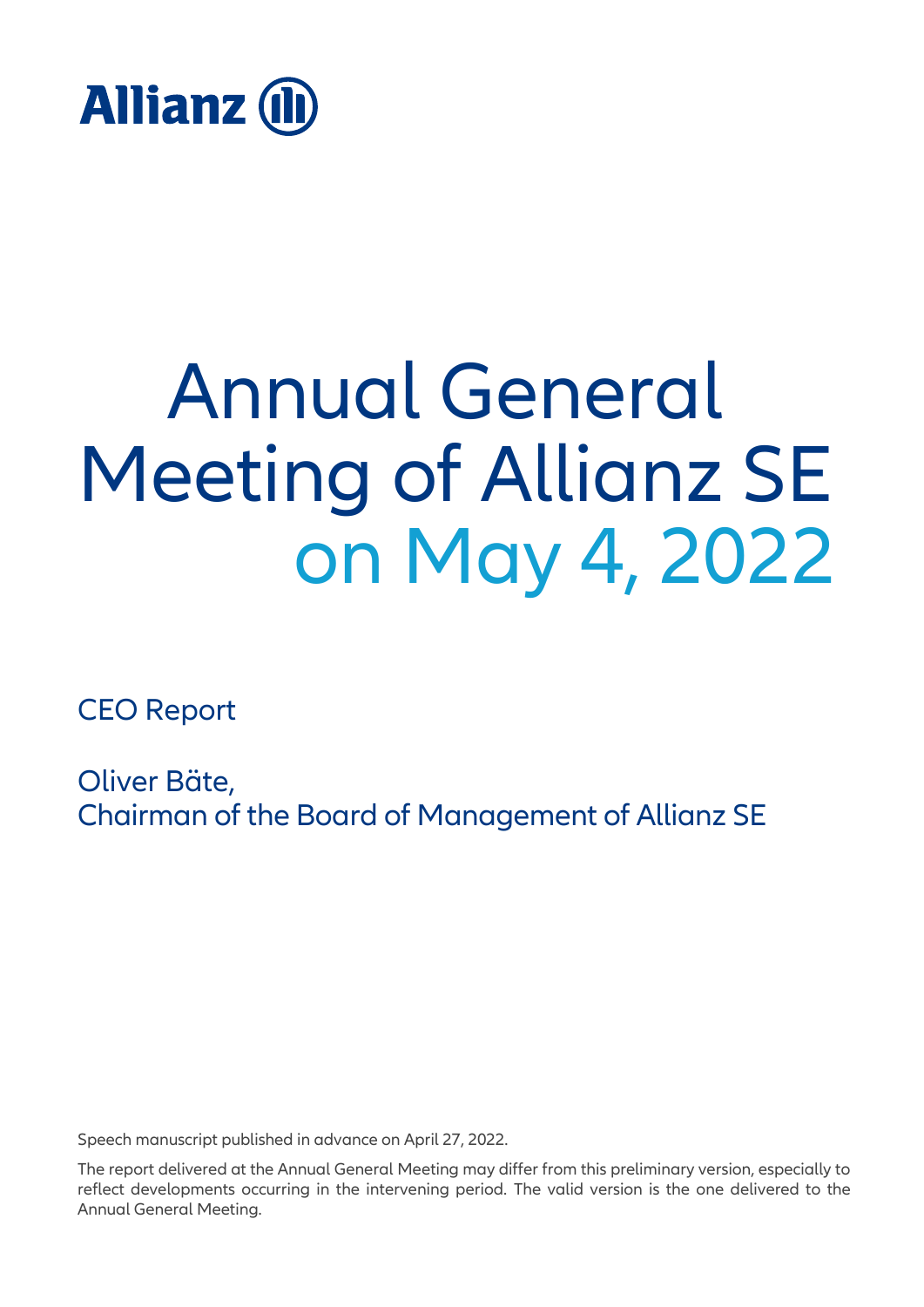Allianz

# Annual General Meeting of Allianz SE on May 4, 2022

## CEO Report

Oliver Bäte,
Chairman of the Board of Management of Allianz SE

Speech manuscript published in advance on April 27, 2022.

The report delivered at the Annual General Meeting may differ from this preliminary version, especially to reflect developments occurring in the intervening period. The valid version is the one delivered to the Annual General Meeting.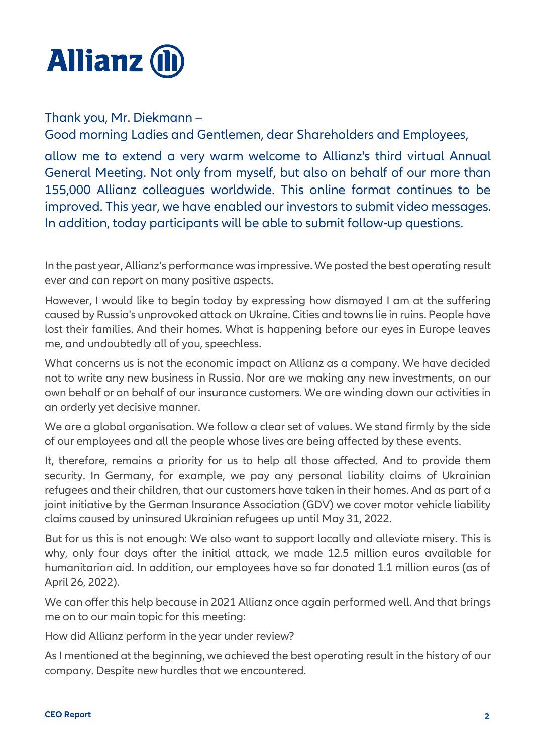Thank you, Mr. Diekmann –

Good morning Ladies and Gentlemen, dear Shareholders and Employees,

allow me to extend a very warm welcome to Allianz's third virtual Annual General Meeting. Not only from myself, but also on behalf of our more than 155,000 Allianz colleagues worldwide. This online format continues to be improved. This year, we have enabled our investors to submit video messages. In addition, today participants will be able to submit follow-up questions.

In the past year, Allianz's performance was impressive. We posted the best operating result ever and can report on many positive aspects.

However, I would like to begin today by expressing how dismayed I am at the suffering caused by Russia's unprovoked attack on Ukraine. Cities and towns lie in ruins. People have lost their families. And their homes. What is happening before our eyes in Europe leaves me, and undoubtedly all of you, speechless.

What concerns us is not the economic impact on Allianz as a company. We have decided not to write any new business in Russia. Nor are we making any new investments, on our own behalf or on behalf of our insurance customers. We are winding down our activities in an orderly yet decisive manner.

We are a global organisation. We follow a clear set of values. We stand firmly by the side of our employees and all the people whose lives are being affected by these events.

It, therefore, remains a priority for us to help all those affected. And to provide them security. In Germany, for example, we pay any personal liability claims of Ukrainian refugees and their children, that our customers have taken in their homes. And as part of a joint initiative by the German Insurance Association (GDV) we cover motor vehicle liability claims caused by uninsured Ukrainian refugees up until May 31, 2022.

But for us this is not enough: We also want to support locally and alleviate misery. This is why, only four days after the initial attack, we made 12.5 million euros available for humanitarian aid. In addition, our employees have so far donated 1.1 million euros (as of April 26, 2022).

We can offer this help because in 2021 Allianz once again performed well. And that brings me on to our main topic for this meeting:

How did Allianz perform in the year under review?

As I mentioned at the beginning, we achieved the best operating result in the history of our company. Despite new hurdles that we encountered.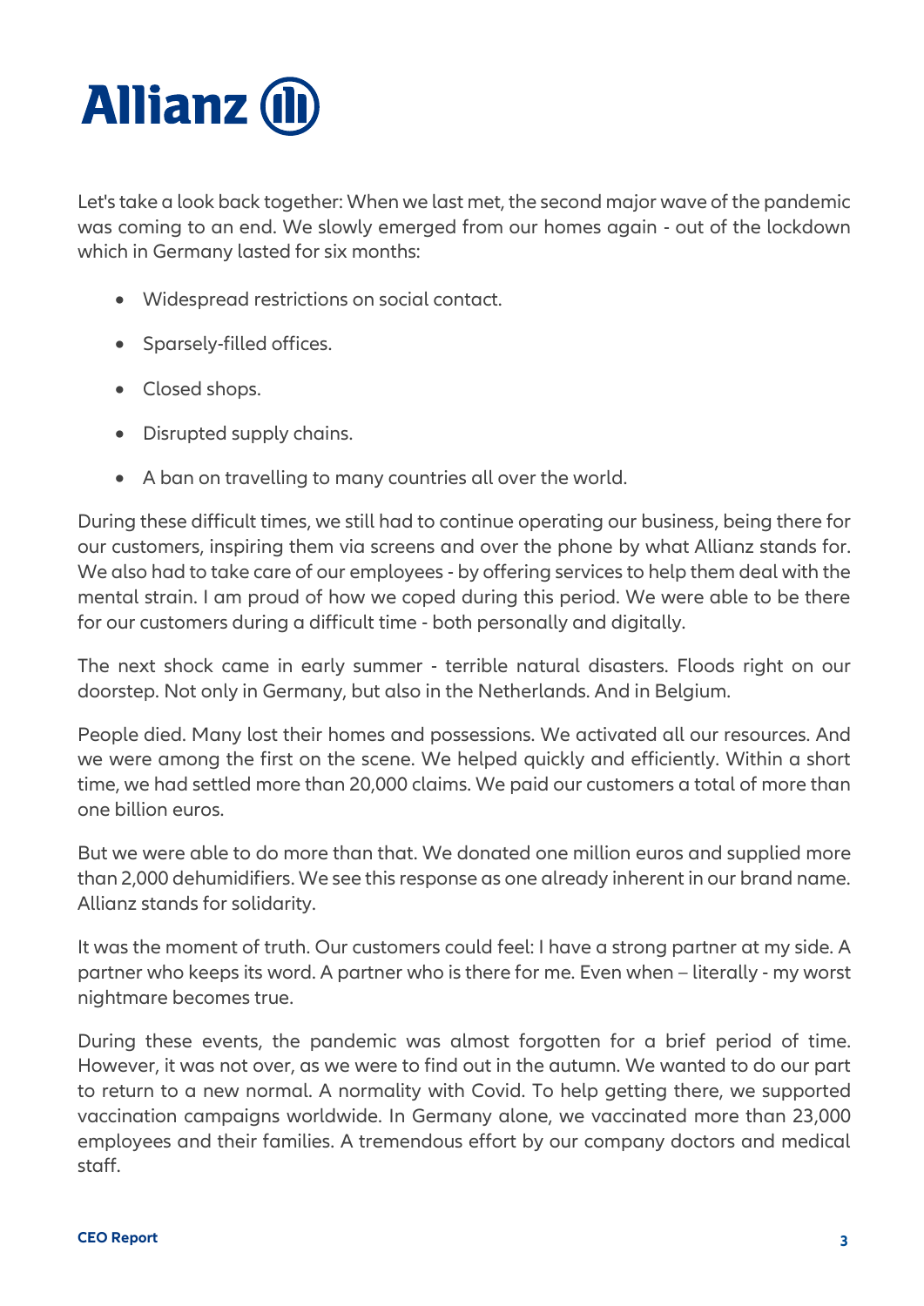Let's take a look back together: When we last met, the second major wave of the pandemic was coming to an end. We slowly emerged from our homes again - out of the lockdown which in Germany lasted for six months:

- Widespread restrictions on social contact.
- Sparsely-filled offices.
- Closed shops.
- Disrupted supply chains.
- A ban on travelling to many countries all over the world.

During these difficult times, we still had to continue operating our business, being there for our customers, inspiring them via screens and over the phone by what Allianz stands for. We also had to take care of our employees - by offering services to help them deal with the mental strain. I am proud of how we coped during this period. We were able to be there for our customers during a difficult time - both personally and digitally.

The next shock came in early summer - terrible natural disasters. Floods right on our doorstep. Not only in Germany, but also in the Netherlands. And in Belgium.

People died. Many lost their homes and possessions. We activated all our resources. And we were among the first on the scene. We helped quickly and efficiently. Within a short time, we had settled more than 20,000 claims. We paid our customers a total of more than one billion euros.

But we were able to do more than that. We donated one million euros and supplied more than 2,000 dehumidifiers. We see this response as one already inherent in our brand name. Allianz stands for solidarity.

It was the moment of truth. Our customers could feel: I have a strong partner at my side. A partner who keeps its word. A partner who is there for me. Even when – literally - my worst nightmare becomes true.

During these events, the pandemic was almost forgotten for a brief period of time. However, it was not over, as we were to find out in the autumn. We wanted to do our part to return to a new normal. A normality with Covid. To help getting there, we supported vaccination campaigns worldwide. In Germany alone, we vaccinated more than 23,000 employees and their families. A tremendous effort by our company doctors and medical staff.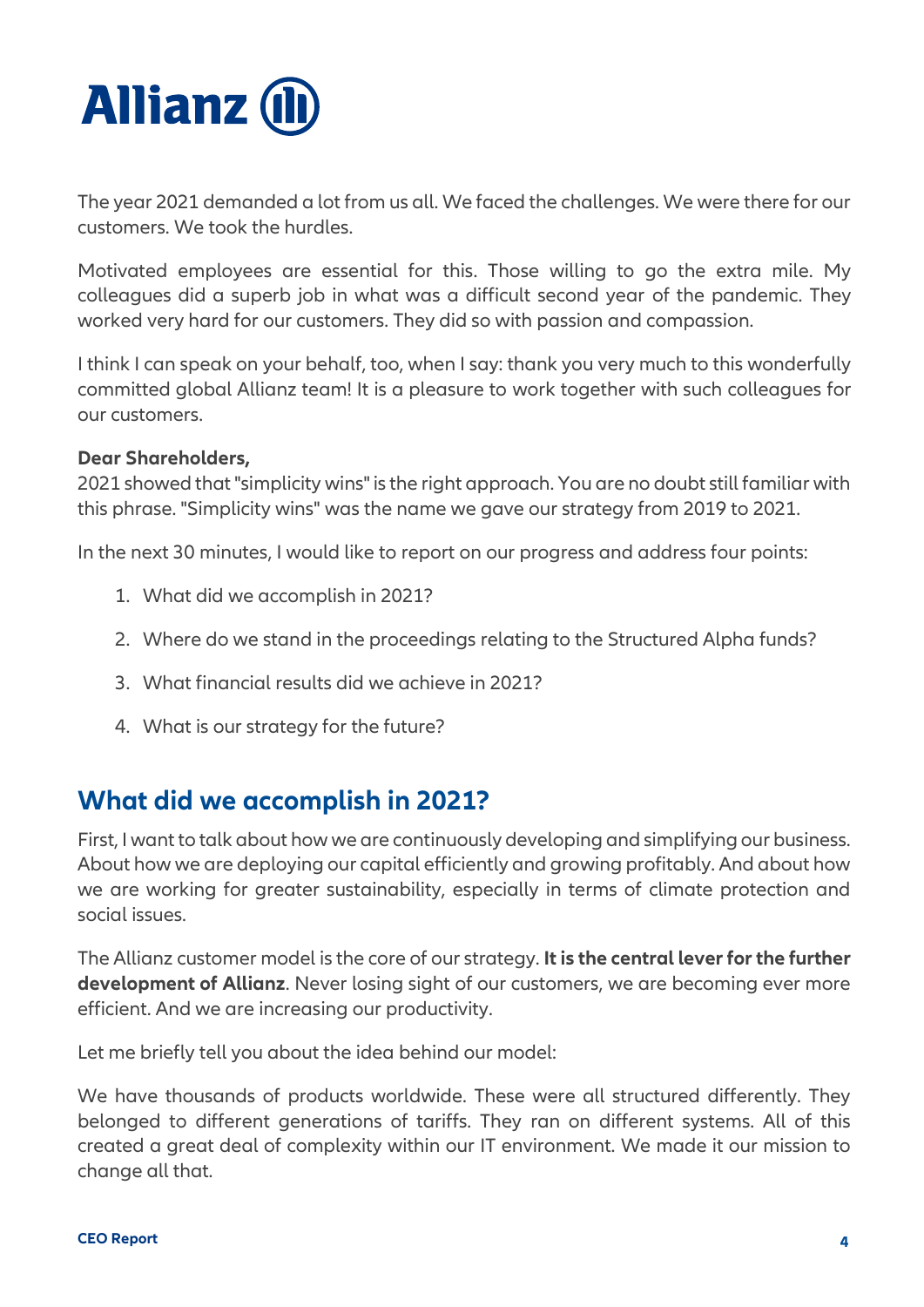The year 2021 demanded a lot from us all. We faced the challenges. We were there for our customers. We took the hurdles.

Motivated employees are essential for this. Those willing to go the extra mile. My colleagues did a superb job in what was a difficult second year of the pandemic. They worked very hard for our customers. They did so with passion and compassion.

I think I can speak on your behalf, too, when I say: thank you very much to this wonderfully committed global Allianz team! It is a pleasure to work together with such colleagues for our customers.

**Dear Shareholders,**
2021 showed that "simplicity wins" is the right approach. You are no doubt still familiar with this phrase. "Simplicity wins" was the name we gave our strategy from 2019 to 2021.

In the next 30 minutes, I would like to report on our progress and address four points:

1. What did we accomplish in 2021?
2. Where do we stand in the proceedings relating to the Structured Alpha funds?
3. What financial results did we achieve in 2021?
4. What is our strategy for the future?

## What did we accomplish in 2021?

First, I want to talk about how we are continuously developing and simplifying our business. About how we are deploying our capital efficiently and growing profitably. And about how we are working for greater sustainability, especially in terms of climate protection and social issues.

The Allianz customer model is the core of our strategy. **It is the central lever for the further development of Allianz**. Never losing sight of our customers, we are becoming ever more efficient. And we are increasing our productivity.

Let me briefly tell you about the idea behind our model:

We have thousands of products worldwide. These were all structured differently. They belonged to different generations of tariffs. They ran on different systems. All of this created a great deal of complexity within our IT environment. We made it our mission to change all that.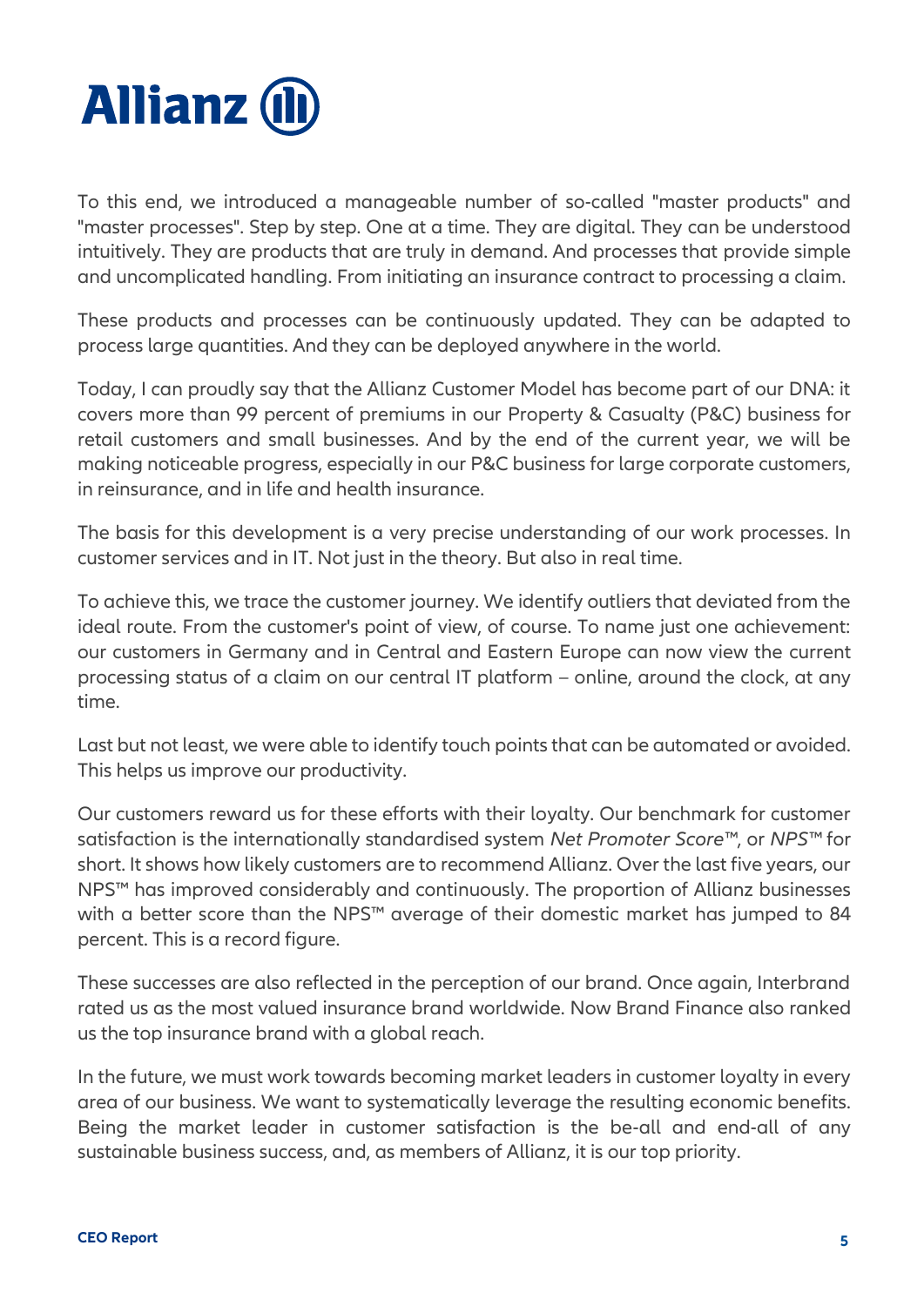To this end, we introduced a manageable number of so-called "master products" and "master processes". Step by step. One at a time. They are digital. They can be understood intuitively. They are products that are truly in demand. And processes that provide simple and uncomplicated handling. From initiating an insurance contract to processing a claim.

These products and processes can be continuously updated. They can be adapted to process large quantities. And they can be deployed anywhere in the world.

Today, I can proudly say that the Allianz Customer Model has become part of our DNA: it covers more than 99 percent of premiums in our Property & Casualty (P&C) business for retail customers and small businesses. And by the end of the current year, we will be making noticeable progress, especially in our P&C business for large corporate customers, in reinsurance, and in life and health insurance.

The basis for this development is a very precise understanding of our work processes. In customer services and in IT. Not just in the theory. But also in real time.

To achieve this, we trace the customer journey. We identify outliers that deviated from the ideal route. From the customer's point of view, of course. To name just one achievement: our customers in Germany and in Central and Eastern Europe can now view the current processing status of a claim on our central IT platform – online, around the clock, at any time.

Last but not least, we were able to identify touch points that can be automated or avoided. This helps us improve our productivity.

Our customers reward us for these efforts with their loyalty. Our benchmark for customer satisfaction is the internationally standardised system *Net Promoter Score*™, or *NPS*™ for short. It shows how likely customers are to recommend Allianz. Over the last five years, our NPS™ has improved considerably and continuously. The proportion of Allianz businesses with a better score than the NPS™ average of their domestic market has jumped to 84 percent. This is a record figure.

These successes are also reflected in the perception of our brand. Once again, Interbrand rated us as the most valued insurance brand worldwide. Now Brand Finance also ranked us the top insurance brand with a global reach.

In the future, we must work towards becoming market leaders in customer loyalty in every area of our business. We want to systematically leverage the resulting economic benefits. Being the market leader in customer satisfaction is the be-all and end-all of any sustainable business success, and, as members of Allianz, it is our top priority.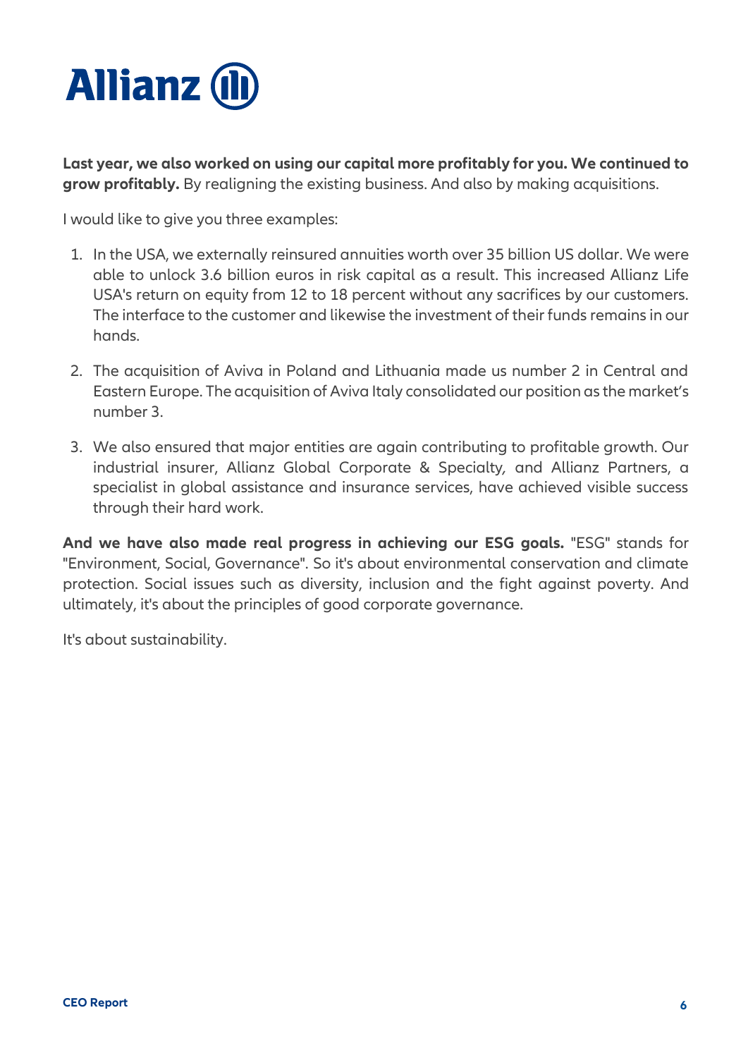**Last year, we also worked on using our capital more profitably for you. We continued to grow profitably.** By realigning the existing business. And also by making acquisitions.

I would like to give you three examples:

1. In the USA, we externally reinsured annuities worth over 35 billion US dollar. We were able to unlock 3.6 billion euros in risk capital as a result. This increased Allianz Life USA's return on equity from 12 to 18 percent without any sacrifices by our customers. The interface to the customer and likewise the investment of their funds remains in our hands.

2. The acquisition of Aviva in Poland and Lithuania made us number 2 in Central and Eastern Europe. The acquisition of Aviva Italy consolidated our position as the market's number 3.

3. We also ensured that major entities are again contributing to profitable growth. Our industrial insurer, Allianz Global Corporate & Specialty, and Allianz Partners, a specialist in global assistance and insurance services, have achieved visible success through their hard work.

**And we have also made real progress in achieving our ESG goals.** "ESG" stands for "Environment, Social, Governance". So it's about environmental conservation and climate protection. Social issues such as diversity, inclusion and the fight against poverty. And ultimately, it's about the principles of good corporate governance.

It's about sustainability.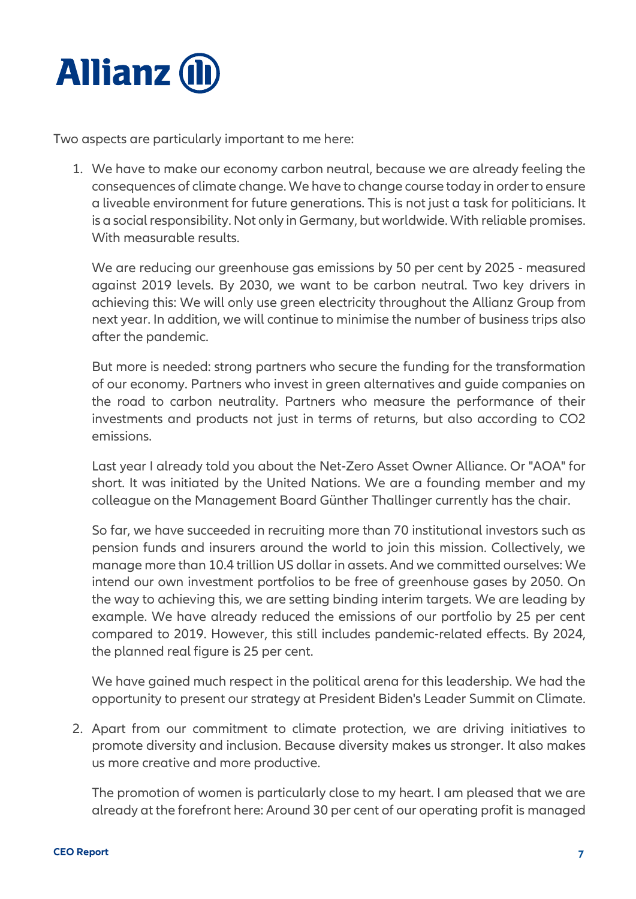Two aspects are particularly important to me here:

1. We have to make our economy carbon neutral, because we are already feeling the consequences of climate change. We have to change course today in order to ensure a liveable environment for future generations. This is not just a task for politicians. It is a social responsibility. Not only in Germany, but worldwide. With reliable promises. With measurable results.

   We are reducing our greenhouse gas emissions by 50 per cent by 2025 - measured against 2019 levels. By 2030, we want to be carbon neutral. Two key drivers in achieving this: We will only use green electricity throughout the Allianz Group from next year. In addition, we will continue to minimise the number of business trips also after the pandemic.

   But more is needed: strong partners who secure the funding for the transformation of our economy. Partners who invest in green alternatives and guide companies on the road to carbon neutrality. Partners who measure the performance of their investments and products not just in terms of returns, but also according to CO2 emissions.

   Last year I already told you about the Net-Zero Asset Owner Alliance. Or "AOA" for short. It was initiated by the United Nations. We are a founding member and my colleague on the Management Board Günther Thallinger currently has the chair.

   So far, we have succeeded in recruiting more than 70 institutional investors such as pension funds and insurers around the world to join this mission. Collectively, we manage more than 10.4 trillion US dollar in assets. And we committed ourselves: We intend our own investment portfolios to be free of greenhouse gases by 2050. On the way to achieving this, we are setting binding interim targets. We are leading by example. We have already reduced the emissions of our portfolio by 25 per cent compared to 2019. However, this still includes pandemic-related effects. By 2024, the planned real figure is 25 per cent.

   We have gained much respect in the political arena for this leadership. We had the opportunity to present our strategy at President Biden's Leader Summit on Climate.

2. Apart from our commitment to climate protection, we are driving initiatives to promote diversity and inclusion. Because diversity makes us stronger. It also makes us more creative and more productive.

   The promotion of women is particularly close to my heart. I am pleased that we are already at the forefront here: Around 30 per cent of our operating profit is managed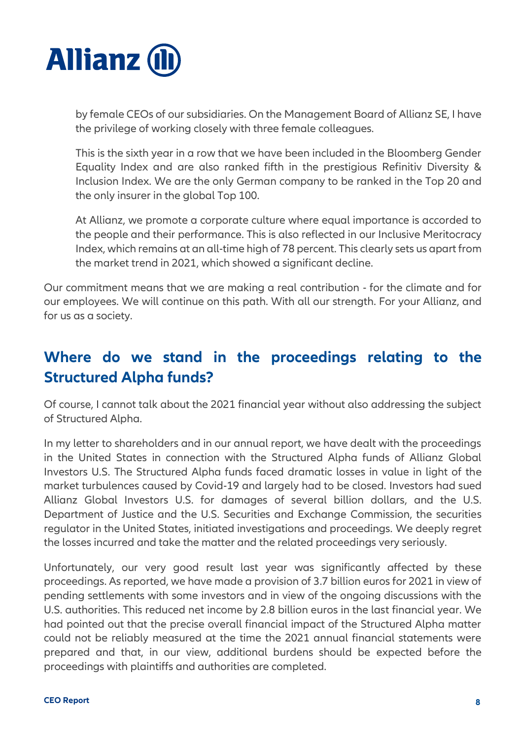by female CEOs of our subsidiaries. On the Management Board of Allianz SE, I have the privilege of working closely with three female colleagues.

This is the sixth year in a row that we have been included in the Bloomberg Gender Equality Index and are also ranked fifth in the prestigious Refinitiv Diversity & Inclusion Index. We are the only German company to be ranked in the Top 20 and the only insurer in the global Top 100.

At Allianz, we promote a corporate culture where equal importance is accorded to the people and their performance. This is also reflected in our Inclusive Meritocracy Index, which remains at an all-time high of 78 percent. This clearly sets us apart from the market trend in 2021, which showed a significant decline.

Our commitment means that we are making a real contribution - for the climate and for our employees. We will continue on this path. With all our strength. For your Allianz, and for us as a society.

## Where do we stand in the proceedings relating to the Structured Alpha funds?

Of course, I cannot talk about the 2021 financial year without also addressing the subject of Structured Alpha.

In my letter to shareholders and in our annual report, we have dealt with the proceedings in the United States in connection with the Structured Alpha funds of Allianz Global Investors U.S. The Structured Alpha funds faced dramatic losses in value in light of the market turbulences caused by Covid-19 and largely had to be closed. Investors had sued Allianz Global Investors U.S. for damages of several billion dollars, and the U.S. Department of Justice and the U.S. Securities and Exchange Commission, the securities regulator in the United States, initiated investigations and proceedings. We deeply regret the losses incurred and take the matter and the related proceedings very seriously.

Unfortunately, our very good result last year was significantly affected by these proceedings. As reported, we have made a provision of 3.7 billion euros for 2021 in view of pending settlements with some investors and in view of the ongoing discussions with the U.S. authorities. This reduced net income by 2.8 billion euros in the last financial year. We had pointed out that the precise overall financial impact of the Structured Alpha matter could not be reliably measured at the time the 2021 annual financial statements were prepared and that, in our view, additional burdens should be expected before the proceedings with plaintiffs and authorities are completed.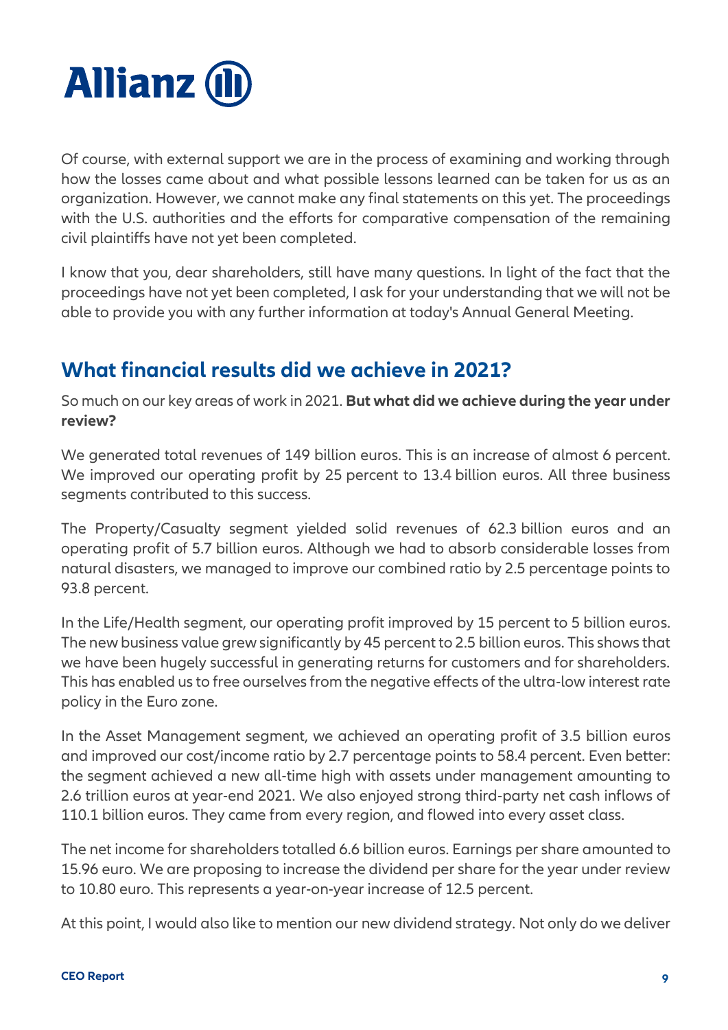Of course, with external support we are in the process of examining and working through how the losses came about and what possible lessons learned can be taken for us as an organization. However, we cannot make any final statements on this yet. The proceedings with the U.S. authorities and the efforts for comparative compensation of the remaining civil plaintiffs have not yet been completed.

I know that you, dear shareholders, still have many questions. In light of the fact that the proceedings have not yet been completed, I ask for your understanding that we will not be able to provide you with any further information at today's Annual General Meeting.

## What financial results did we achieve in 2021?

So much on our key areas of work in 2021. **But what did we achieve during the year under review?**

We generated total revenues of 149 billion euros. This is an increase of almost 6 percent. We improved our operating profit by 25 percent to 13.4 billion euros. All three business segments contributed to this success.

The Property/Casualty segment yielded solid revenues of 62.3 billion euros and an operating profit of 5.7 billion euros. Although we had to absorb considerable losses from natural disasters, we managed to improve our combined ratio by 2.5 percentage points to 93.8 percent.

In the Life/Health segment, our operating profit improved by 15 percent to 5 billion euros. The new business value grew significantly by 45 percent to 2.5 billion euros. This shows that we have been hugely successful in generating returns for customers and for shareholders. This has enabled us to free ourselves from the negative effects of the ultra-low interest rate policy in the Euro zone.

In the Asset Management segment, we achieved an operating profit of 3.5 billion euros and improved our cost/income ratio by 2.7 percentage points to 58.4 percent. Even better: the segment achieved a new all-time high with assets under management amounting to 2.6 trillion euros at year-end 2021. We also enjoyed strong third-party net cash inflows of 110.1 billion euros. They came from every region, and flowed into every asset class.

The net income for shareholders totalled 6.6 billion euros. Earnings per share amounted to 15.96 euro. We are proposing to increase the dividend per share for the year under review to 10.80 euro. This represents a year-on-year increase of 12.5 percent.

At this point, I would also like to mention our new dividend strategy. Not only do we deliver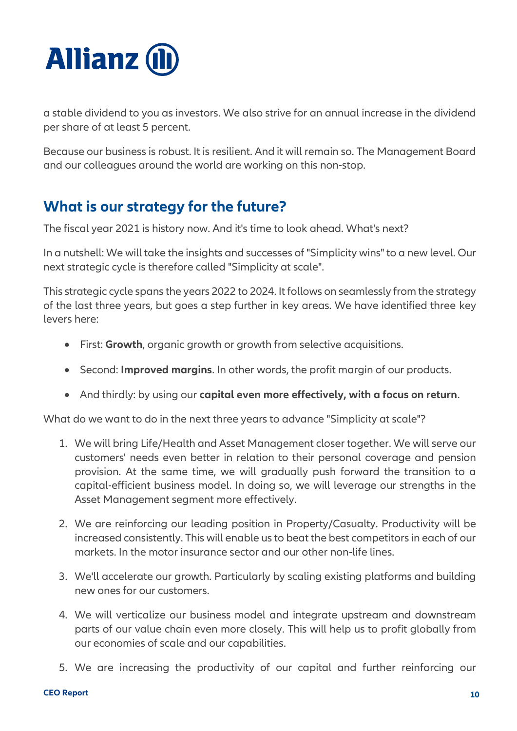a stable dividend to you as investors. We also strive for an annual increase in the dividend per share of at least 5 percent.

Because our business is robust. It is resilient. And it will remain so. The Management Board and our colleagues around the world are working on this non-stop.

## What is our strategy for the future?

The fiscal year 2021 is history now. And it's time to look ahead. What's next?

In a nutshell: We will take the insights and successes of "Simplicity wins" to a new level. Our next strategic cycle is therefore called "Simplicity at scale".

This strategic cycle spans the years 2022 to 2024. It follows on seamlessly from the strategy of the last three years, but goes a step further in key areas. We have identified three key levers here:

- First: **Growth**, organic growth or growth from selective acquisitions.
- Second: **Improved margins**. In other words, the profit margin of our products.
- And thirdly: by using our **capital even more effectively, with a focus on return**.

What do we want to do in the next three years to advance "Simplicity at scale"?

1. We will bring Life/Health and Asset Management closer together. We will serve our customers' needs even better in relation to their personal coverage and pension provision. At the same time, we will gradually push forward the transition to a capital-efficient business model. In doing so, we will leverage our strengths in the Asset Management segment more effectively.
2. We are reinforcing our leading position in Property/Casualty. Productivity will be increased consistently. This will enable us to beat the best competitors in each of our markets. In the motor insurance sector and our other non-life lines.
3. We'll accelerate our growth. Particularly by scaling existing platforms and building new ones for our customers.
4. We will verticalize our business model and integrate upstream and downstream parts of our value chain even more closely. This will help us to profit globally from our economies of scale and our capabilities.
5. We are increasing the productivity of our capital and further reinforcing our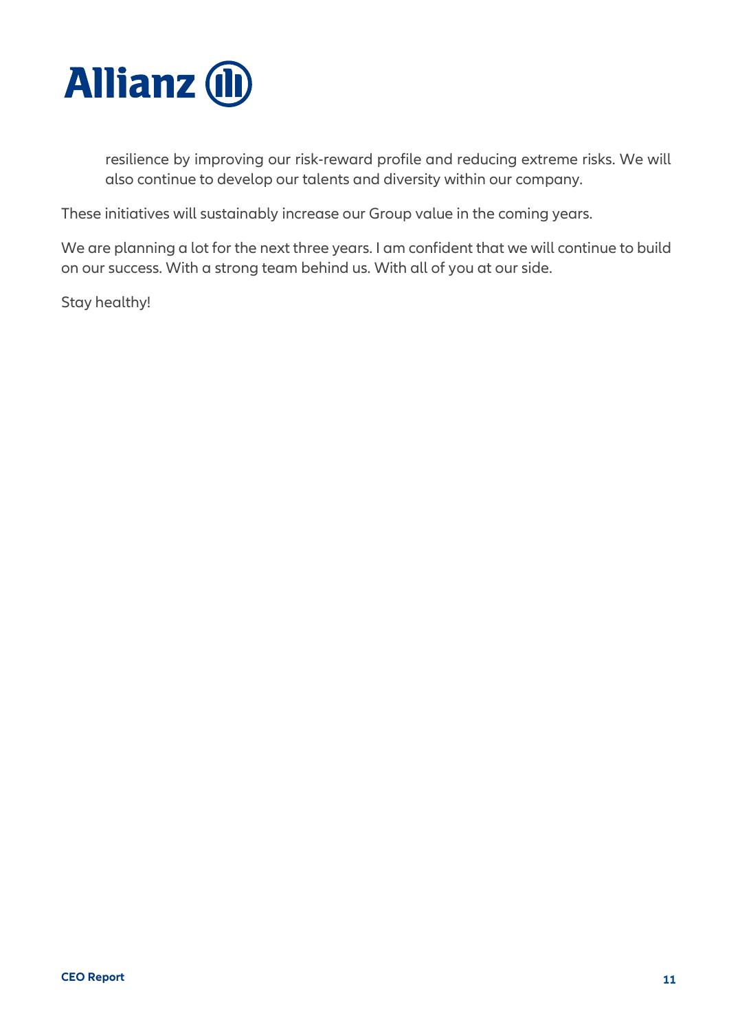resilience by improving our risk-reward profile and reducing extreme risks. We will also continue to develop our talents and diversity within our company.

These initiatives will sustainably increase our Group value in the coming years.

We are planning a lot for the next three years. I am confident that we will continue to build on our success. With a strong team behind us. With all of you at our side.

Stay healthy!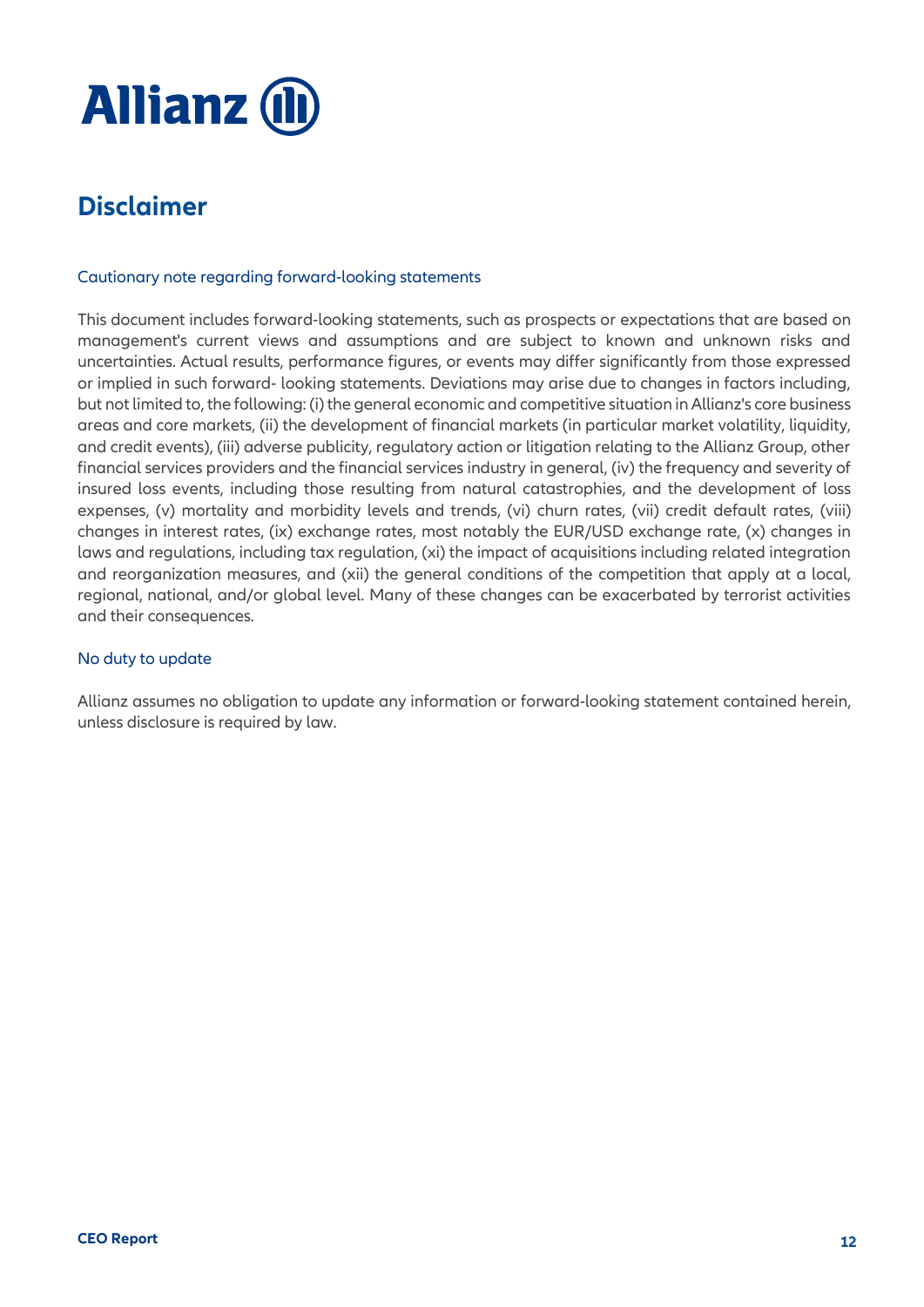Allianz

# Disclaimer

### Cautionary note regarding forward-looking statements

This document includes forward-looking statements, such as prospects or expectations that are based on management's current views and assumptions and are subject to known and unknown risks and uncertainties. Actual results, performance figures, or events may differ significantly from those expressed or implied in such forward- looking statements. Deviations may arise due to changes in factors including, but not limited to, the following: (i) the general economic and competitive situation in Allianz's core business areas and core markets, (ii) the development of financial markets (in particular market volatility, liquidity, and credit events), (iii) adverse publicity, regulatory action or litigation relating to the Allianz Group, other financial services providers and the financial services industry in general, (iv) the frequency and severity of insured loss events, including those resulting from natural catastrophies, and the development of loss expenses, (v) mortality and morbidity levels and trends, (vi) churn rates, (vii) credit default rates, (viii) changes in interest rates, (ix) exchange rates, most notably the EUR/USD exchange rate, (x) changes in laws and regulations, including tax regulation, (xi) the impact of acquisitions including related integration and reorganization measures, and (xii) the general conditions of the competition that apply at a local, regional, national, and/or global level. Many of these changes can be exacerbated by terrorist activities and their consequences.

### No duty to update

Allianz assumes no obligation to update any information or forward-looking statement contained herein, unless disclosure is required by law.